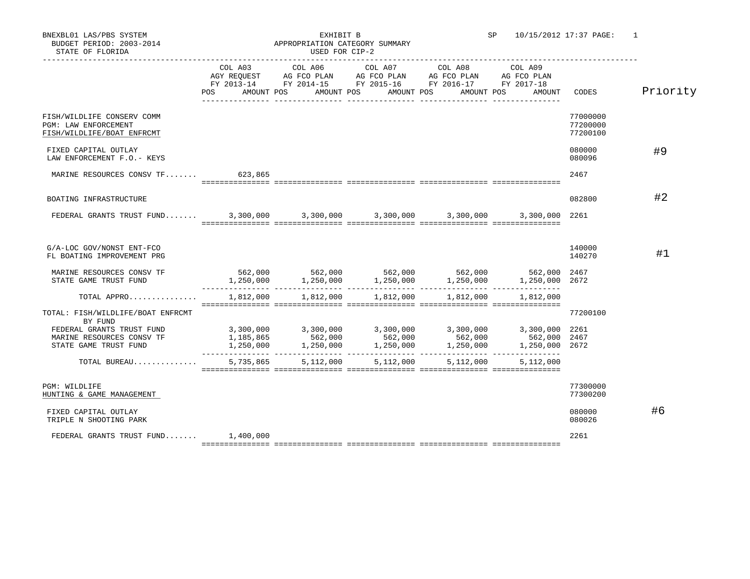BNEXBL01 LAS/PBS SYSTEM — EXHIBIT B — SP 10/15/2012 17:37 PAGE: 1

BUDGET PERIOD: 2003-2014 — APPROPRIATION CATEGORY SUMMARY

STATE OF FLORIDA — USED FOR CIP-2

| | COL A03 AGY REQUEST FY 2013-14 POS AMOUNT | COL A06 AG FCO PLAN FY 2014-15 POS AMOUNT | COL A07 AG FCO PLAN FY 2015-16 POS AMOUNT | COL A08 AG FCO PLAN FY 2016-17 POS AMOUNT | COL A09 AG FCO PLAN FY 2017-18 POS AMOUNT | CODES | Priority |
|---|---|---|---|---|---|---|---|
| FISH/WILDLIFE CONSERV COMM | | | | | | 77000000 | |
| PGM: LAW ENFORCEMENT | | | | | | 77200000 | |
| FISH/WILDLIFE/BOAT ENFRCMT | | | | | | 77200100 | |
| FIXED CAPITAL OUTLAY | | | | | | 080000 | #9 |
| LAW ENFORCEMENT F.O.- KEYS | | | | | | 080096 | |
| MARINE RESOURCES CONSV TF....... | 623,865 | | | | | 2467 | |
| BOATING INFRASTRUCTURE | | | | | | 082800 | #2 |
| FEDERAL GRANTS TRUST FUND....... | 3,300,000 | 3,300,000 | 3,300,000 | 3,300,000 | 3,300,000 | 2261 | |
| G/A-LOC GOV/NONST ENT-FCO | | | | | | 140000 | #1 |
| FL BOATING IMPROVEMENT PRG | | | | | | 140270 | |
| MARINE RESOURCES CONSV TF | 562,000 | 562,000 | 562,000 | 562,000 | 562,000 | 2467 | |
| STATE GAME TRUST FUND | 1,250,000 | 1,250,000 | 1,250,000 | 1,250,000 | 1,250,000 | 2672 | |
| TOTAL APPRO............... | 1,812,000 | 1,812,000 | 1,812,000 | 1,812,000 | 1,812,000 | | |
| TOTAL: FISH/WILDLIFE/BOAT ENFRCMT | | | | | | 77200100 | |
| BY FUND | | | | | | | |
| FEDERAL GRANTS TRUST FUND | 3,300,000 | 3,300,000 | 3,300,000 | 3,300,000 | 3,300,000 | 2261 | |
| MARINE RESOURCES CONSV TF | 1,185,865 | 562,000 | 562,000 | 562,000 | 562,000 | 2467 | |
| STATE GAME TRUST FUND | 1,250,000 | 1,250,000 | 1,250,000 | 1,250,000 | 1,250,000 | 2672 | |
| TOTAL BUREAU.............. | 5,735,865 | 5,112,000 | 5,112,000 | 5,112,000 | 5,112,000 | | |
| PGM: WILDLIFE | | | | | | 77300000 | |
| HUNTING & GAME MANAGEMENT | | | | | | 77300200 | |
| FIXED CAPITAL OUTLAY | | | | | | 080000 | #6 |
| TRIPLE N SHOOTING PARK | | | | | | 080026 | |
| FEDERAL GRANTS TRUST FUND....... | 1,400,000 | | | | | 2261 | |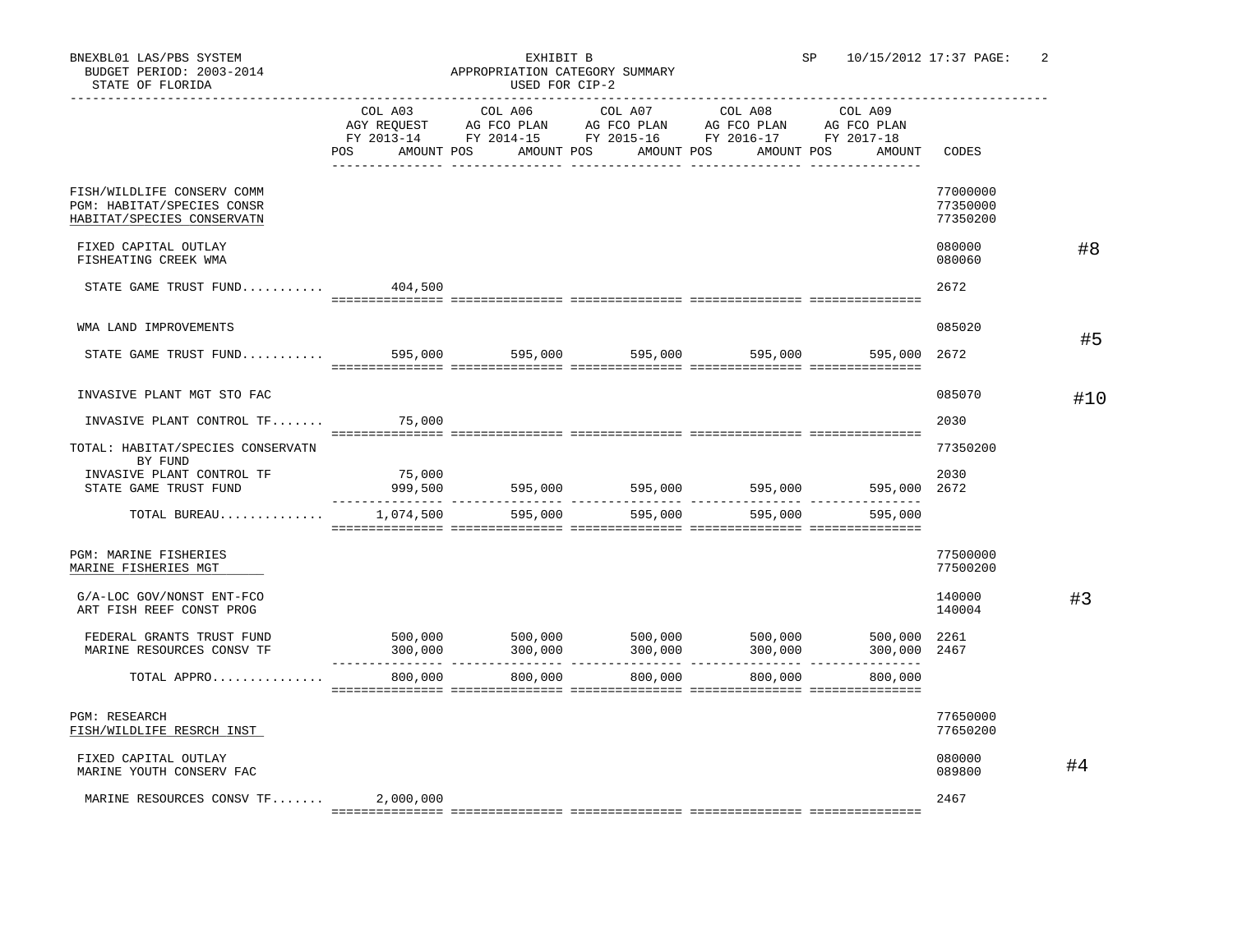BNEXBL01 LAS/PBS SYSTEM
BUDGET PERIOD: 2003-2014
STATE OF FLORIDA

EXHIBIT B
APPROPRIATION CATEGORY SUMMARY
USED FOR CIP-2

SP 10/15/2012 17:37

| | COL A03 AGY REQUEST FY 2013-14 POS AMOUNT | COL A06 AG FCO PLAN FY 2014-15 POS AMOUNT | COL A07 AG FCO PLAN FY 2015-16 POS AMOUNT | COL A08 AG FCO PLAN FY 2016-17 POS AMOUNT | COL A09 AG FCO PLAN FY 2017-18 POS AMOUNT | CODES | |
|---|---|---|---|---|---|---|---|
| FISH/WILDLIFE CONSERV COMM | | | | | | 77000000 | |
| PGM: HABITAT/SPECIES CONSR | | | | | | 77350000 | |
| HABITAT/SPECIES CONSERVATN | | | | | | 77350200 | |
| FIXED CAPITAL OUTLAY | | | | | | 080000 | #8 |
| FISHEATING CREEK WMA | | | | | | 080060 | |
| STATE GAME TRUST FUND........... | 404,500 | | | | | 2672 | |
| WMA LAND IMPROVEMENTS | | | | | | 085020 | #5 |
| STATE GAME TRUST FUND........... | 595,000 | 595,000 | 595,000 | 595,000 | 595,000 | 2672 | |
| INVASIVE PLANT MGT STO FAC | | | | | | 085070 | #10 |
| INVASIVE PLANT CONTROL TF....... | 75,000 | | | | | 2030 | |
| TOTAL: HABITAT/SPECIES CONSERVATN | | | | | | 77350200 | |
| BY FUND | | | | | | | |
| INVASIVE PLANT CONTROL TF | 75,000 | | | | | 2030 | |
| STATE GAME TRUST FUND | 999,500 | 595,000 | 595,000 | 595,000 | 595,000 | 2672 | |
| TOTAL BUREAU.............. | 1,074,500 | 595,000 | 595,000 | 595,000 | 595,000 | | |
| PGM: MARINE FISHERIES | | | | | | 77500000 | |
| MARINE FISHERIES MGT | | | | | | 77500200 | |
| G/A-LOC GOV/NONST ENT-FCO | | | | | | 140000 | #3 |
| ART FISH REEF CONST PROG | | | | | | 140004 | |
| FEDERAL GRANTS TRUST FUND | 500,000 | 500,000 | 500,000 | 500,000 | 500,000 | 2261 | |
| MARINE RESOURCES CONSV TF | 300,000 | 300,000 | 300,000 | 300,000 | 300,000 | 2467 | |
| TOTAL APPRO............... | 800,000 | 800,000 | 800,000 | 800,000 | 800,000 | | |
| PGM: RESEARCH | | | | | | 77650000 | |
| FISH/WILDLIFE RESRCH INST | | | | | | 77650200 | |
| FIXED CAPITAL OUTLAY | | | | | | 080000 | #4 |
| MARINE YOUTH CONSERV FAC | | | | | | 089800 | |
| MARINE RESOURCES CONSV TF....... | 2,000,000 | | | | | 2467 | |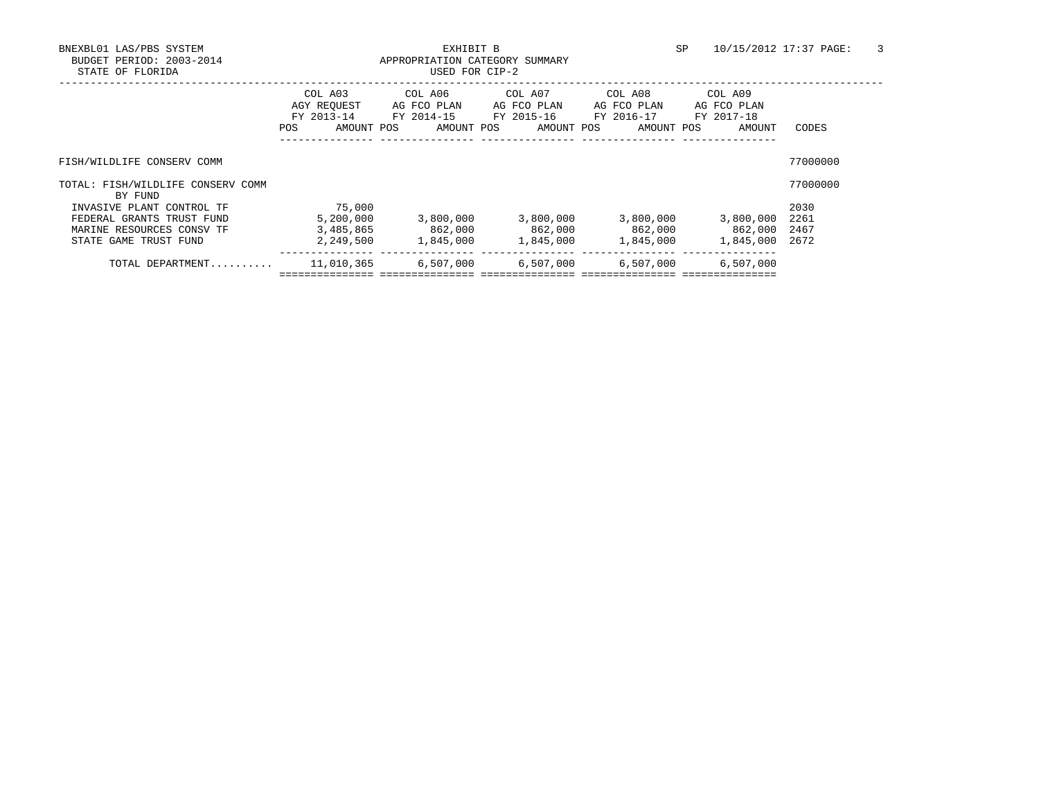BNEXBL01 LAS/PBS SYSTEM

BUDGET PERIOD: 2003-2014

STATE OF FLORIDA

EXHIBIT B

APPROPRIATION CATEGORY SUMMARY

USED FOR CIP-2

SP 10/15/2012 17:37

| | COL A03 AGY REQUEST FY 2013-14 POS | AMOUNT | COL A06 AG FCO PLAN FY 2014-15 POS | AMOUNT | COL A07 AG FCO PLAN FY 2015-16 POS | AMOUNT | COL A08 AG FCO PLAN FY 2016-17 POS | AMOUNT | COL A09 AG FCO PLAN FY 2017-18 POS | AMOUNT | CODES |
|---|---|---|---|---|---|---|---|---|---|---|---|
| FISH/WILDLIFE CONSERV COMM | | | | | | | | | | | 77000000 |
| TOTAL: FISH/WILDLIFE CONSERV COMM | | | | | | | | | | | 77000000 |
| BY FUND | | | | | | | | | | | |
| INVASIVE PLANT CONTROL TF | | 75,000 | | | | | | | | | 2030 |
| FEDERAL GRANTS TRUST FUND | | 5,200,000 | | 3,800,000 | | 3,800,000 | | 3,800,000 | | 3,800,000 | 2261 |
| MARINE RESOURCES CONSV TF | | 3,485,865 | | 862,000 | | 862,000 | | 862,000 | | 862,000 | 2467 |
| STATE GAME TRUST FUND | | 2,249,500 | | 1,845,000 | | 1,845,000 | | 1,845,000 | | 1,845,000 | 2672 |
| TOTAL DEPARTMENT.......... | | 11,010,365 | | 6,507,000 | | 6,507,000 | | 6,507,000 | | 6,507,000 | |